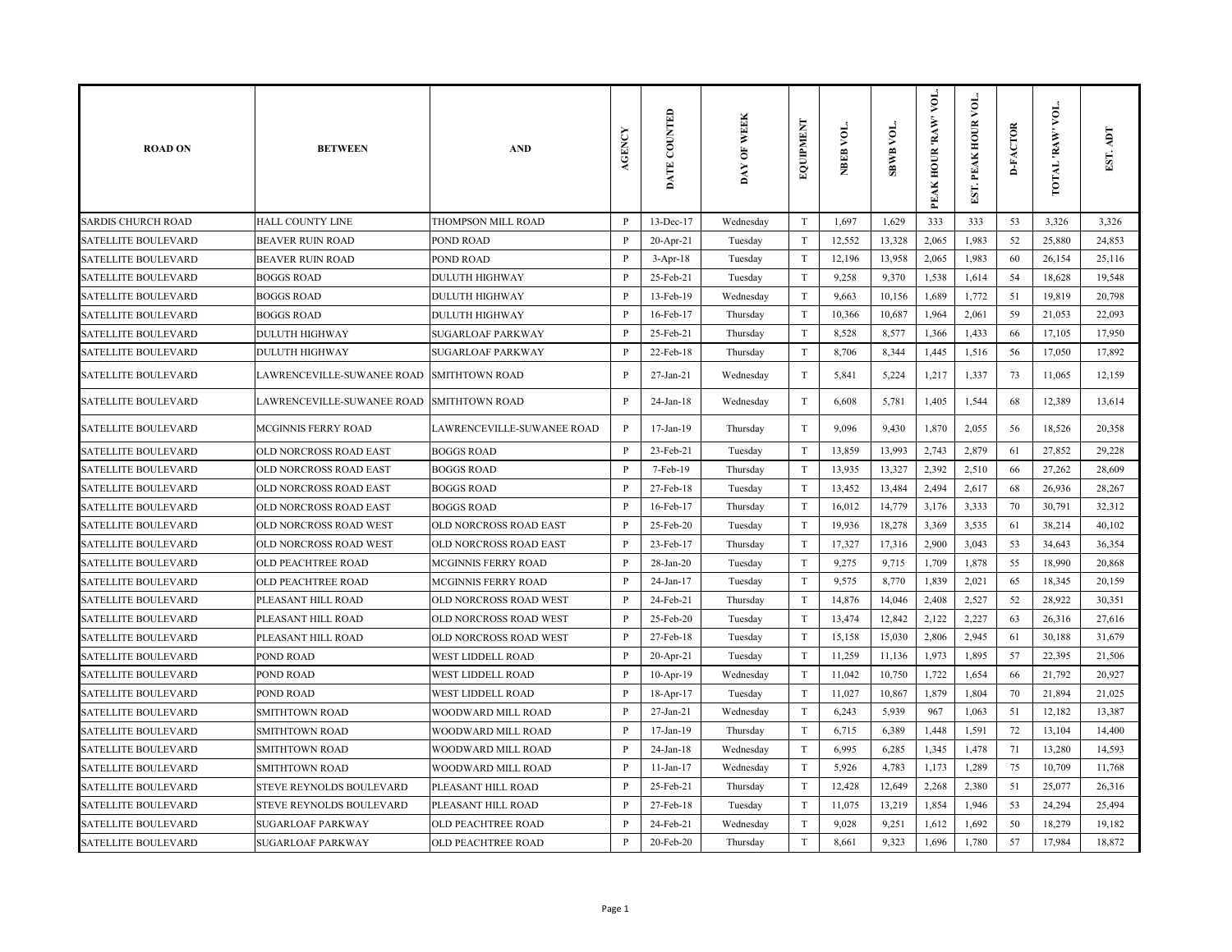| ROAD ON | BETWEEN | AND | AGENCY | DATE COUNTED | DAY OF WEEK | EQUIPMENT | NBEB VOL. | SBWB VOL. | PEAK HOUR 'RAW' VOL. | EST. PEAK HOUR VOL. | D-FACTOR | TOTAL 'RAW' VOL. | EST. ADT |
|---|---|---|---|---|---|---|---|---|---|---|---|---|---|
| SARDIS CHURCH ROAD | HALL COUNTY LINE | THOMPSON MILL ROAD | P | 13-Dec-17 | Wednesday | T | 1,697 | 1,629 | 333 | 333 | 53 | 3,326 | 3,326 |
| SATELLITE BOULEVARD | BEAVER RUIN ROAD | POND ROAD | P | 20-Apr-21 | Tuesday | T | 12,552 | 13,328 | 2,065 | 1,983 | 52 | 25,880 | 24,853 |
| SATELLITE BOULEVARD | BEAVER RUIN ROAD | POND ROAD | P | 3-Apr-18 | Tuesday | T | 12,196 | 13,958 | 2,065 | 1,983 | 60 | 26,154 | 25,116 |
| SATELLITE BOULEVARD | BOGGS ROAD | DULUTH HIGHWAY | P | 25-Feb-21 | Tuesday | T | 9,258 | 9,370 | 1,538 | 1,614 | 54 | 18,628 | 19,548 |
| SATELLITE BOULEVARD | BOGGS ROAD | DULUTH HIGHWAY | P | 13-Feb-19 | Wednesday | T | 9,663 | 10,156 | 1,689 | 1,772 | 51 | 19,819 | 20,798 |
| SATELLITE BOULEVARD | BOGGS ROAD | DULUTH HIGHWAY | P | 16-Feb-17 | Thursday | T | 10,366 | 10,687 | 1,964 | 2,061 | 59 | 21,053 | 22,093 |
| SATELLITE BOULEVARD | DULUTH HIGHWAY | SUGARLOAF PARKWAY | P | 25-Feb-21 | Thursday | T | 8,528 | 8,577 | 1,366 | 1,433 | 66 | 17,105 | 17,950 |
| SATELLITE BOULEVARD | DULUTH HIGHWAY | SUGARLOAF PARKWAY | P | 22-Feb-18 | Thursday | T | 8,706 | 8,344 | 1,445 | 1,516 | 56 | 17,050 | 17,892 |
| SATELLITE BOULEVARD | LAWRENCEVILLE-SUWANEE ROAD | SMITHTOWN ROAD | P | 27-Jan-21 | Wednesday | T | 5,841 | 5,224 | 1,217 | 1,337 | 73 | 11,065 | 12,159 |
| SATELLITE BOULEVARD | LAWRENCEVILLE-SUWANEE ROAD | SMITHTOWN ROAD | P | 24-Jan-18 | Wednesday | T | 6,608 | 5,781 | 1,405 | 1,544 | 68 | 12,389 | 13,614 |
| SATELLITE BOULEVARD | MCGINNIS FERRY ROAD | LAWRENCEVILLE-SUWANEE ROAD | P | 17-Jan-19 | Thursday | T | 9,096 | 9,430 | 1,870 | 2,055 | 56 | 18,526 | 20,358 |
| SATELLITE BOULEVARD | OLD NORCROSS ROAD EAST | BOGGS ROAD | P | 23-Feb-21 | Tuesday | T | 13,859 | 13,993 | 2,743 | 2,879 | 61 | 27,852 | 29,228 |
| SATELLITE BOULEVARD | OLD NORCROSS ROAD EAST | BOGGS ROAD | P | 7-Feb-19 | Thursday | T | 13,935 | 13,327 | 2,392 | 2,510 | 66 | 27,262 | 28,609 |
| SATELLITE BOULEVARD | OLD NORCROSS ROAD EAST | BOGGS ROAD | P | 27-Feb-18 | Tuesday | T | 13,452 | 13,484 | 2,494 | 2,617 | 68 | 26,936 | 28,267 |
| SATELLITE BOULEVARD | OLD NORCROSS ROAD EAST | BOGGS ROAD | P | 16-Feb-17 | Thursday | T | 16,012 | 14,779 | 3,176 | 3,333 | 70 | 30,791 | 32,312 |
| SATELLITE BOULEVARD | OLD NORCROSS ROAD WEST | OLD NORCROSS ROAD EAST | P | 25-Feb-20 | Tuesday | T | 19,936 | 18,278 | 3,369 | 3,535 | 61 | 38,214 | 40,102 |
| SATELLITE BOULEVARD | OLD NORCROSS ROAD WEST | OLD NORCROSS ROAD EAST | P | 23-Feb-17 | Thursday | T | 17,327 | 17,316 | 2,900 | 3,043 | 53 | 34,643 | 36,354 |
| SATELLITE BOULEVARD | OLD PEACHTREE ROAD | MCGINNIS FERRY ROAD | P | 28-Jan-20 | Tuesday | T | 9,275 | 9,715 | 1,709 | 1,878 | 55 | 18,990 | 20,868 |
| SATELLITE BOULEVARD | OLD PEACHTREE ROAD | MCGINNIS FERRY ROAD | P | 24-Jan-17 | Tuesday | T | 9,575 | 8,770 | 1,839 | 2,021 | 65 | 18,345 | 20,159 |
| SATELLITE BOULEVARD | PLEASANT HILL ROAD | OLD NORCROSS ROAD WEST | P | 24-Feb-21 | Thursday | T | 14,876 | 14,046 | 2,408 | 2,527 | 52 | 28,922 | 30,351 |
| SATELLITE BOULEVARD | PLEASANT HILL ROAD | OLD NORCROSS ROAD WEST | P | 25-Feb-20 | Tuesday | T | 13,474 | 12,842 | 2,122 | 2,227 | 63 | 26,316 | 27,616 |
| SATELLITE BOULEVARD | PLEASANT HILL ROAD | OLD NORCROSS ROAD WEST | P | 27-Feb-18 | Tuesday | T | 15,158 | 15,030 | 2,806 | 2,945 | 61 | 30,188 | 31,679 |
| SATELLITE BOULEVARD | POND ROAD | WEST LIDDELL ROAD | P | 20-Apr-21 | Tuesday | T | 11,259 | 11,136 | 1,973 | 1,895 | 57 | 22,395 | 21,506 |
| SATELLITE BOULEVARD | POND ROAD | WEST LIDDELL ROAD | P | 10-Apr-19 | Wednesday | T | 11,042 | 10,750 | 1,722 | 1,654 | 66 | 21,792 | 20,927 |
| SATELLITE BOULEVARD | POND ROAD | WEST LIDDELL ROAD | P | 18-Apr-17 | Tuesday | T | 11,027 | 10,867 | 1,879 | 1,804 | 70 | 21,894 | 21,025 |
| SATELLITE BOULEVARD | SMITHTOWN ROAD | WOODWARD MILL ROAD | P | 27-Jan-21 | Wednesday | T | 6,243 | 5,939 | 967 | 1,063 | 51 | 12,182 | 13,387 |
| SATELLITE BOULEVARD | SMITHTOWN ROAD | WOODWARD MILL ROAD | P | 17-Jan-19 | Thursday | T | 6,715 | 6,389 | 1,448 | 1,591 | 72 | 13,104 | 14,400 |
| SATELLITE BOULEVARD | SMITHTOWN ROAD | WOODWARD MILL ROAD | P | 24-Jan-18 | Wednesday | T | 6,995 | 6,285 | 1,345 | 1,478 | 71 | 13,280 | 14,593 |
| SATELLITE BOULEVARD | SMITHTOWN ROAD | WOODWARD MILL ROAD | P | 11-Jan-17 | Wednesday | T | 5,926 | 4,783 | 1,173 | 1,289 | 75 | 10,709 | 11,768 |
| SATELLITE BOULEVARD | STEVE REYNOLDS BOULEVARD | PLEASANT HILL ROAD | P | 25-Feb-21 | Thursday | T | 12,428 | 12,649 | 2,268 | 2,380 | 51 | 25,077 | 26,316 |
| SATELLITE BOULEVARD | STEVE REYNOLDS BOULEVARD | PLEASANT HILL ROAD | P | 27-Feb-18 | Tuesday | T | 11,075 | 13,219 | 1,854 | 1,946 | 53 | 24,294 | 25,494 |
| SATELLITE BOULEVARD | SUGARLOAF PARKWAY | OLD PEACHTREE ROAD | P | 24-Feb-21 | Wednesday | T | 9,028 | 9,251 | 1,612 | 1,692 | 50 | 18,279 | 19,182 |
| SATELLITE BOULEVARD | SUGARLOAF PARKWAY | OLD PEACHTREE ROAD | P | 20-Feb-20 | Thursday | T | 8,661 | 9,323 | 1,696 | 1,780 | 57 | 17,984 | 18,872 |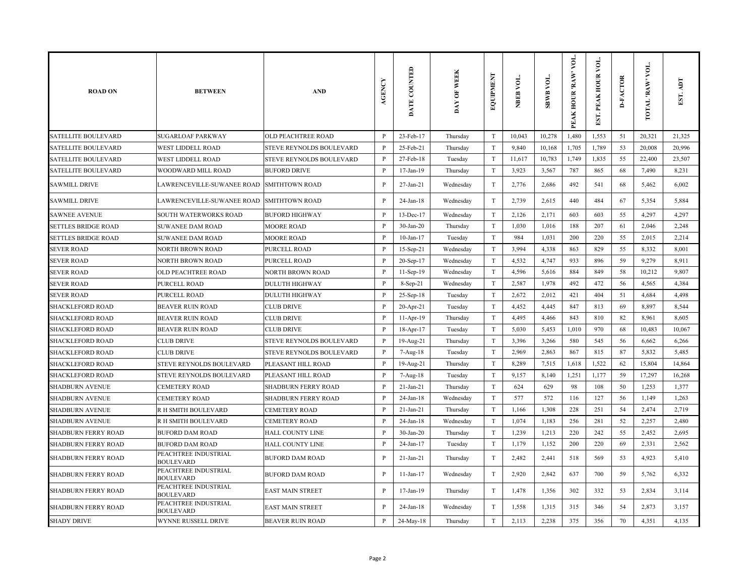| ROAD ON | BETWEEN | AND | AGENCY | DATE COUNTED | DAY OF WEEK | EQUIPMENT | NBEB VOL. | SBWB VOL. | PEAK HOUR 'RAW' VOL. | EST. PEAK HOUR VOL. | D-FACTOR | TOTAL 'RAW' VOL. | EST. ADT |
|---|---|---|---|---|---|---|---|---|---|---|---|---|---|
| SATELLITE BOULEVARD | SUGARLOAF PARKWAY | OLD PEACHTREE ROAD | P | 23-Feb-17 | Thursday | T | 10,043 | 10,278 | 1,480 | 1,553 | 51 | 20,321 | 21,325 |
| SATELLITE BOULEVARD | WEST LIDDELL ROAD | STEVE REYNOLDS BOULEVARD | P | 25-Feb-21 | Thursday | T | 9,840 | 10,168 | 1,705 | 1,789 | 53 | 20,008 | 20,996 |
| SATELLITE BOULEVARD | WEST LIDDELL ROAD | STEVE REYNOLDS BOULEVARD | P | 27-Feb-18 | Tuesday | T | 11,617 | 10,783 | 1,749 | 1,835 | 55 | 22,400 | 23,507 |
| SATELLITE BOULEVARD | WOODWARD MILL ROAD | BUFORD DRIVE | P | 17-Jan-19 | Thursday | T | 3,923 | 3,567 | 787 | 865 | 68 | 7,490 | 8,231 |
| SAWMILL DRIVE | LAWRENCEVILLE-SUWANEE ROAD | SMITHTOWN ROAD | P | 27-Jan-21 | Wednesday | T | 2,776 | 2,686 | 492 | 541 | 68 | 5,462 | 6,002 |
| SAWMILL DRIVE | LAWRENCEVILLE-SUWANEE ROAD | SMITHTOWN ROAD | P | 24-Jan-18 | Wednesday | T | 2,739 | 2,615 | 440 | 484 | 67 | 5,354 | 5,884 |
| SAWNEE AVENUE | SOUTH WATERWORKS ROAD | BUFORD HIGHWAY | P | 13-Dec-17 | Wednesday | T | 2,126 | 2,171 | 603 | 603 | 55 | 4,297 | 4,297 |
| SETTLES BRIDGE ROAD | SUWANEE DAM ROAD | MOORE ROAD | P | 30-Jan-20 | Thursday | T | 1,030 | 1,016 | 188 | 207 | 61 | 2,046 | 2,248 |
| SETTLES BRIDGE ROAD | SUWANEE DAM ROAD | MOORE ROAD | P | 10-Jan-17 | Tuesday | T | 984 | 1,031 | 200 | 220 | 55 | 2,015 | 2,214 |
| SEVER ROAD | NORTH BROWN ROAD | PURCELL ROAD | P | 15-Sep-21 | Wednesday | T | 3,994 | 4,338 | 863 | 829 | 55 | 8,332 | 8,001 |
| SEVER ROAD | NORTH BROWN ROAD | PURCELL ROAD | P | 20-Sep-17 | Wednesday | T | 4,532 | 4,747 | 933 | 896 | 59 | 9,279 | 8,911 |
| SEVER ROAD | OLD PEACHTREE ROAD | NORTH BROWN ROAD | P | 11-Sep-19 | Wednesday | T | 4,596 | 5,616 | 884 | 849 | 58 | 10,212 | 9,807 |
| SEVER ROAD | PURCELL ROAD | DULUTH HIGHWAY | P | 8-Sep-21 | Wednesday | T | 2,587 | 1,978 | 492 | 472 | 56 | 4,565 | 4,384 |
| SEVER ROAD | PURCELL ROAD | DULUTH HIGHWAY | P | 25-Sep-18 | Tuesday | T | 2,672 | 2,012 | 421 | 404 | 51 | 4,684 | 4,498 |
| SHACKLEFORD ROAD | BEAVER RUIN ROAD | CLUB DRIVE | P | 20-Apr-21 | Tuesday | T | 4,452 | 4,445 | 847 | 813 | 69 | 8,897 | 8,544 |
| SHACKLEFORD ROAD | BEAVER RUIN ROAD | CLUB DRIVE | P | 11-Apr-19 | Thursday | T | 4,495 | 4,466 | 843 | 810 | 82 | 8,961 | 8,605 |
| SHACKLEFORD ROAD | BEAVER RUIN ROAD | CLUB DRIVE | P | 18-Apr-17 | Tuesday | T | 5,030 | 5,453 | 1,010 | 970 | 68 | 10,483 | 10,067 |
| SHACKLEFORD ROAD | CLUB DRIVE | STEVE REYNOLDS BOULEVARD | P | 19-Aug-21 | Thursday | T | 3,396 | 3,266 | 580 | 545 | 56 | 6,662 | 6,266 |
| SHACKLEFORD ROAD | CLUB DRIVE | STEVE REYNOLDS BOULEVARD | P | 7-Aug-18 | Tuesday | T | 2,969 | 2,863 | 867 | 815 | 87 | 5,832 | 5,485 |
| SHACKLEFORD ROAD | STEVE REYNOLDS BOULEVARD | PLEASANT HILL ROAD | P | 19-Aug-21 | Thursday | T | 8,289 | 7,515 | 1,618 | 1,522 | 62 | 15,804 | 14,864 |
| SHACKLEFORD ROAD | STEVE REYNOLDS BOULEVARD | PLEASANT HILL ROAD | P | 7-Aug-18 | Tuesday | T | 9,157 | 8,140 | 1,251 | 1,177 | 59 | 17,297 | 16,268 |
| SHADBURN AVENUE | CEMETERY ROAD | SHADBURN FERRY ROAD | P | 21-Jan-21 | Thursday | T | 624 | 629 | 98 | 108 | 50 | 1,253 | 1,377 |
| SHADBURN AVENUE | CEMETERY ROAD | SHADBURN FERRY ROAD | P | 24-Jan-18 | Wednesday | T | 577 | 572 | 116 | 127 | 56 | 1,149 | 1,263 |
| SHADBURN AVENUE | R H SMITH BOULEVARD | CEMETERY ROAD | P | 21-Jan-21 | Thursday | T | 1,166 | 1,308 | 228 | 251 | 54 | 2,474 | 2,719 |
| SHADBURN AVENUE | R H SMITH BOULEVARD | CEMETERY ROAD | P | 24-Jan-18 | Wednesday | T | 1,074 | 1,183 | 256 | 281 | 52 | 2,257 | 2,480 |
| SHADBURN FERRY ROAD | BUFORD DAM ROAD | HALL COUNTY LINE | P | 30-Jan-20 | Thursday | T | 1,239 | 1,213 | 220 | 242 | 55 | 2,452 | 2,695 |
| SHADBURN FERRY ROAD | BUFORD DAM ROAD | HALL COUNTY LINE | P | 24-Jan-17 | Tuesday | T | 1,179 | 1,152 | 200 | 220 | 69 | 2,331 | 2,562 |
| SHADBURN FERRY ROAD | PEACHTREE INDUSTRIAL BOULEVARD | BUFORD DAM ROAD | P | 21-Jan-21 | Thursday | T | 2,482 | 2,441 | 518 | 569 | 53 | 4,923 | 5,410 |
| SHADBURN FERRY ROAD | PEACHTREE INDUSTRIAL BOULEVARD | BUFORD DAM ROAD | P | 11-Jan-17 | Wednesday | T | 2,920 | 2,842 | 637 | 700 | 59 | 5,762 | 6,332 |
| SHADBURN FERRY ROAD | PEACHTREE INDUSTRIAL BOULEVARD | EAST MAIN STREET | P | 17-Jan-19 | Thursday | T | 1,478 | 1,356 | 302 | 332 | 53 | 2,834 | 3,114 |
| SHADBURN FERRY ROAD | PEACHTREE INDUSTRIAL BOULEVARD | EAST MAIN STREET | P | 24-Jan-18 | Wednesday | T | 1,558 | 1,315 | 315 | 346 | 54 | 2,873 | 3,157 |
| SHADY DRIVE | WYNNE RUSSELL DRIVE | BEAVER RUIN ROAD | P | 24-May-18 | Thursday | T | 2,113 | 2,238 | 375 | 356 | 70 | 4,351 | 4,135 |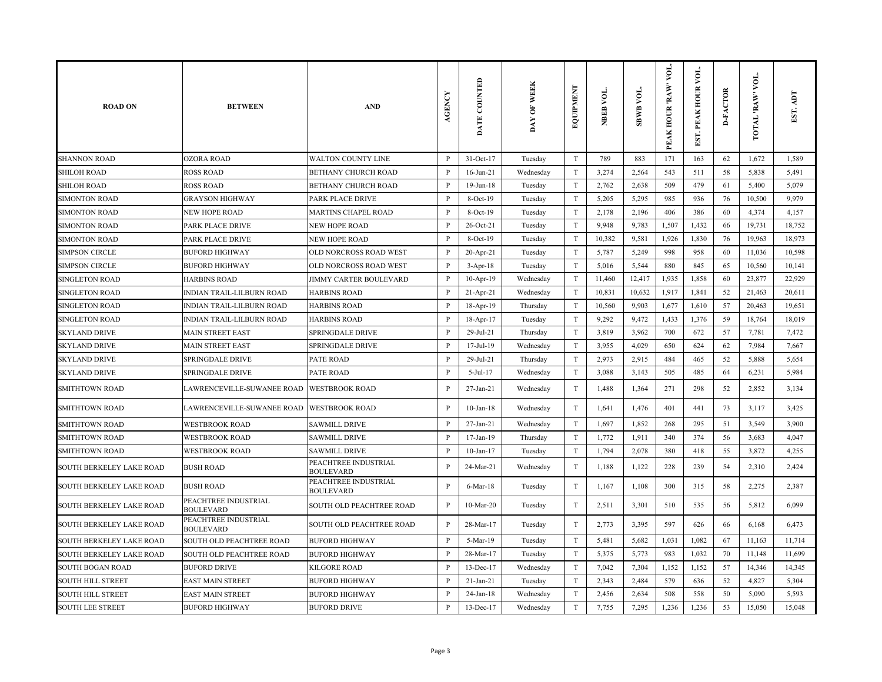| ROAD ON | BETWEEN | AND | AGENCY | DATE COUNTED | DAY OF WEEK | EQUIPMENT | NBEB VOL. | SBWB VOL. | PEAK HOUR 'RAW' VOL. | EST. PEAK HOUR VOL. | D-FACTOR | TOTAL 'RAW' VOL. | EST. ADT |
|---|---|---|---|---|---|---|---|---|---|---|---|---|---|
| SHANNON ROAD | OZORA ROAD | WALTON COUNTY LINE | P | 31-Oct-17 | Tuesday | T | 789 | 883 | 171 | 163 | 62 | 1,672 | 1,589 |
| SHILOH ROAD | ROSS ROAD | BETHANY CHURCH ROAD | P | 16-Jun-21 | Wednesday | T | 3,274 | 2,564 | 543 | 511 | 58 | 5,838 | 5,491 |
| SHILOH ROAD | ROSS ROAD | BETHANY CHURCH ROAD | P | 19-Jun-18 | Tuesday | T | 2,762 | 2,638 | 509 | 479 | 61 | 5,400 | 5,079 |
| SIMONTON ROAD | GRAYSON HIGHWAY | PARK PLACE DRIVE | P | 8-Oct-19 | Tuesday | T | 5,205 | 5,295 | 985 | 936 | 76 | 10,500 | 9,979 |
| SIMONTON ROAD | NEW HOPE ROAD | MARTINS CHAPEL ROAD | P | 8-Oct-19 | Tuesday | T | 2,178 | 2,196 | 406 | 386 | 60 | 4,374 | 4,157 |
| SIMONTON ROAD | PARK PLACE DRIVE | NEW HOPE ROAD | P | 26-Oct-21 | Tuesday | T | 9,948 | 9,783 | 1,507 | 1,432 | 66 | 19,731 | 18,752 |
| SIMONTON ROAD | PARK PLACE DRIVE | NEW HOPE ROAD | P | 8-Oct-19 | Tuesday | T | 10,382 | 9,581 | 1,926 | 1,830 | 76 | 19,963 | 18,973 |
| SIMPSON CIRCLE | BUFORD HIGHWAY | OLD NORCROSS ROAD WEST | P | 20-Apr-21 | Tuesday | T | 5,787 | 5,249 | 998 | 958 | 60 | 11,036 | 10,598 |
| SIMPSON CIRCLE | BUFORD HIGHWAY | OLD NORCROSS ROAD WEST | P | 3-Apr-18 | Tuesday | T | 5,016 | 5,544 | 880 | 845 | 65 | 10,560 | 10,141 |
| SINGLETON ROAD | HARBINS ROAD | JIMMY CARTER BOULEVARD | P | 10-Apr-19 | Wednesday | T | 11,460 | 12,417 | 1,935 | 1,858 | 60 | 23,877 | 22,929 |
| SINGLETON ROAD | INDIAN TRAIL-LILBURN ROAD | HARBINS ROAD | P | 21-Apr-21 | Wednesday | T | 10,831 | 10,632 | 1,917 | 1,841 | 52 | 21,463 | 20,611 |
| SINGLETON ROAD | INDIAN TRAIL-LILBURN ROAD | HARBINS ROAD | P | 18-Apr-19 | Thursday | T | 10,560 | 9,903 | 1,677 | 1,610 | 57 | 20,463 | 19,651 |
| SINGLETON ROAD | INDIAN TRAIL-LILBURN ROAD | HARBINS ROAD | P | 18-Apr-17 | Tuesday | T | 9,292 | 9,472 | 1,433 | 1,376 | 59 | 18,764 | 18,019 |
| SKYLAND DRIVE | MAIN STREET EAST | SPRINGDALE DRIVE | P | 29-Jul-21 | Thursday | T | 3,819 | 3,962 | 700 | 672 | 57 | 7,781 | 7,472 |
| SKYLAND DRIVE | MAIN STREET EAST | SPRINGDALE DRIVE | P | 17-Jul-19 | Wednesday | T | 3,955 | 4,029 | 650 | 624 | 62 | 7,984 | 7,667 |
| SKYLAND DRIVE | SPRINGDALE DRIVE | PATE ROAD | P | 29-Jul-21 | Thursday | T | 2,973 | 2,915 | 484 | 465 | 52 | 5,888 | 5,654 |
| SKYLAND DRIVE | SPRINGDALE DRIVE | PATE ROAD | P | 5-Jul-17 | Wednesday | T | 3,088 | 3,143 | 505 | 485 | 64 | 6,231 | 5,984 |
| SMITHTOWN ROAD | LAWRENCEVILLE-SUWANEE ROAD | WESTBROOK ROAD | P | 27-Jan-21 | Wednesday | T | 1,488 | 1,364 | 271 | 298 | 52 | 2,852 | 3,134 |
| SMITHTOWN ROAD | LAWRENCEVILLE-SUWANEE ROAD | WESTBROOK ROAD | P | 10-Jan-18 | Wednesday | T | 1,641 | 1,476 | 401 | 441 | 73 | 3,117 | 3,425 |
| SMITHTOWN ROAD | WESTBROOK ROAD | SAWMILL DRIVE | P | 27-Jan-21 | Wednesday | T | 1,697 | 1,852 | 268 | 295 | 51 | 3,549 | 3,900 |
| SMITHTOWN ROAD | WESTBROOK ROAD | SAWMILL DRIVE | P | 17-Jan-19 | Thursday | T | 1,772 | 1,911 | 340 | 374 | 56 | 3,683 | 4,047 |
| SMITHTOWN ROAD | WESTBROOK ROAD | SAWMILL DRIVE | P | 10-Jan-17 | Tuesday | T | 1,794 | 2,078 | 380 | 418 | 55 | 3,872 | 4,255 |
| SOUTH BERKELEY LAKE ROAD | BUSH ROAD | PEACHTREE INDUSTRIAL BOULEVARD | P | 24-Mar-21 | Wednesday | T | 1,188 | 1,122 | 228 | 239 | 54 | 2,310 | 2,424 |
| SOUTH BERKELEY LAKE ROAD | BUSH ROAD | PEACHTREE INDUSTRIAL BOULEVARD | P | 6-Mar-18 | Tuesday | T | 1,167 | 1,108 | 300 | 315 | 58 | 2,275 | 2,387 |
| SOUTH BERKELEY LAKE ROAD | PEACHTREE INDUSTRIAL BOULEVARD | SOUTH OLD PEACHTREE ROAD | P | 10-Mar-20 | Tuesday | T | 2,511 | 3,301 | 510 | 535 | 56 | 5,812 | 6,099 |
| SOUTH BERKELEY LAKE ROAD | PEACHTREE INDUSTRIAL BOULEVARD | SOUTH OLD PEACHTREE ROAD | P | 28-Mar-17 | Tuesday | T | 2,773 | 3,395 | 597 | 626 | 66 | 6,168 | 6,473 |
| SOUTH BERKELEY LAKE ROAD | SOUTH OLD PEACHTREE ROAD | BUFORD HIGHWAY | P | 5-Mar-19 | Tuesday | T | 5,481 | 5,682 | 1,031 | 1,082 | 67 | 11,163 | 11,714 |
| SOUTH BERKELEY LAKE ROAD | SOUTH OLD PEACHTREE ROAD | BUFORD HIGHWAY | P | 28-Mar-17 | Tuesday | T | 5,375 | 5,773 | 983 | 1,032 | 70 | 11,148 | 11,699 |
| SOUTH BOGAN ROAD | BUFORD DRIVE | KILGORE ROAD | P | 13-Dec-17 | Wednesday | T | 7,042 | 7,304 | 1,152 | 1,152 | 57 | 14,346 | 14,345 |
| SOUTH HILL STREET | EAST MAIN STREET | BUFORD HIGHWAY | P | 21-Jan-21 | Tuesday | T | 2,343 | 2,484 | 579 | 636 | 52 | 4,827 | 5,304 |
| SOUTH HILL STREET | EAST MAIN STREET | BUFORD HIGHWAY | P | 24-Jan-18 | Wednesday | T | 2,456 | 2,634 | 508 | 558 | 50 | 5,090 | 5,593 |
| SOUTH LEE STREET | BUFORD HIGHWAY | BUFORD DRIVE | P | 13-Dec-17 | Wednesday | T | 7,755 | 7,295 | 1,236 | 1,236 | 53 | 15,050 | 15,048 |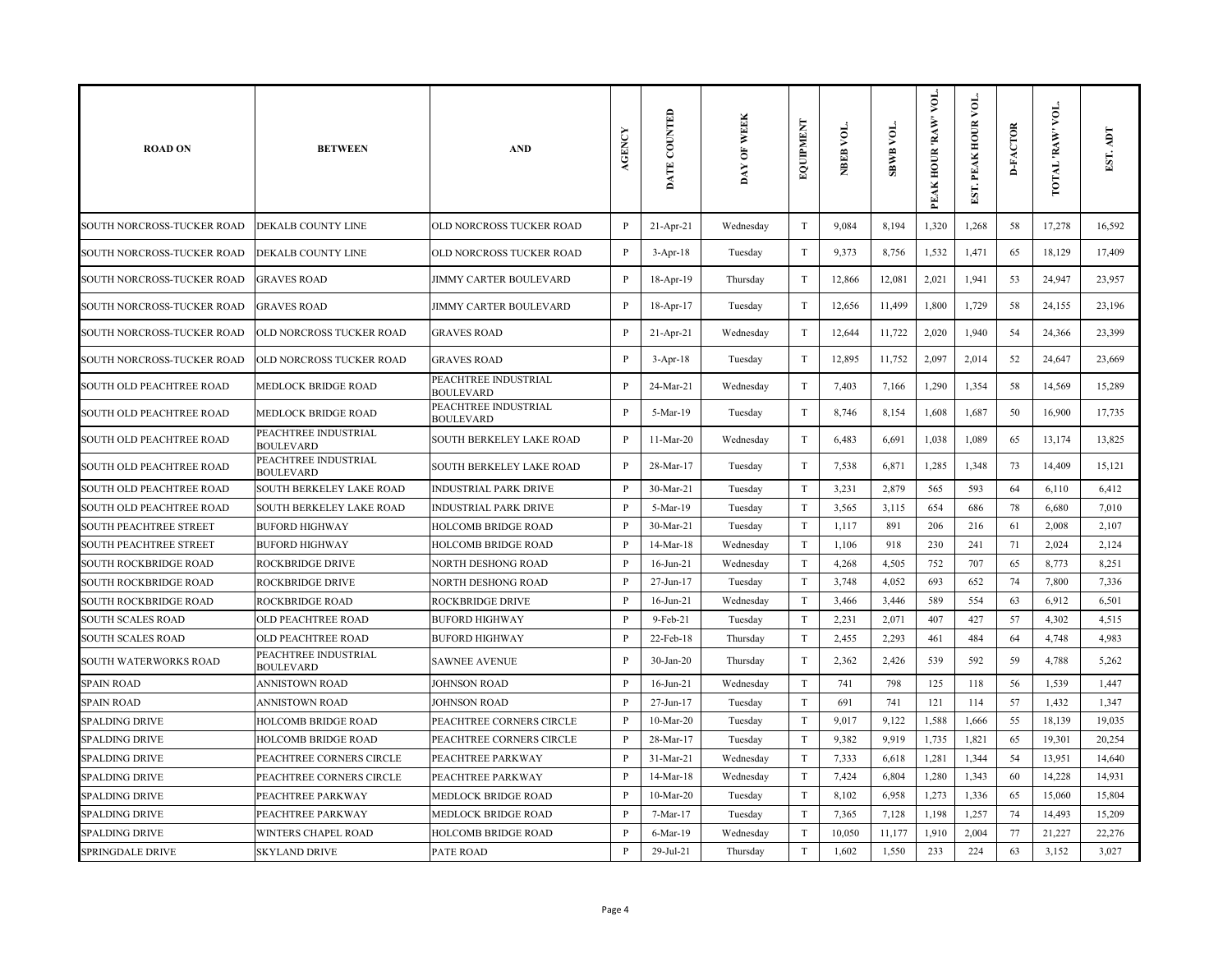| ROAD ON | BETWEEN | AND | AGENCY | DATE COUNTED | DAY OF WEEK | EQUIPMENT | NBEB VOL. | SBWB VOL. | PEAK HOUR 'RAW' VOL. | EST. PEAK HOUR VOL. | D-FACTOR | TOTAL 'RAW' VOL. | EST. ADT |
|---|---|---|---|---|---|---|---|---|---|---|---|---|---|
| SOUTH NORCROSS-TUCKER ROAD | DEKALB COUNTY LINE | OLD NORCROSS TUCKER ROAD | P | 21-Apr-21 | Wednesday | T | 9,084 | 8,194 | 1,320 | 1,268 | 58 | 17,278 | 16,592 |
| SOUTH NORCROSS-TUCKER ROAD | DEKALB COUNTY LINE | OLD NORCROSS TUCKER ROAD | P | 3-Apr-18 | Tuesday | T | 9,373 | 8,756 | 1,532 | 1,471 | 65 | 18,129 | 17,409 |
| SOUTH NORCROSS-TUCKER ROAD | GRAVES ROAD | JIMMY CARTER BOULEVARD | P | 18-Apr-19 | Thursday | T | 12,866 | 12,081 | 2,021 | 1,941 | 53 | 24,947 | 23,957 |
| SOUTH NORCROSS-TUCKER ROAD | GRAVES ROAD | JIMMY CARTER BOULEVARD | P | 18-Apr-17 | Tuesday | T | 12,656 | 11,499 | 1,800 | 1,729 | 58 | 24,155 | 23,196 |
| SOUTH NORCROSS-TUCKER ROAD | OLD NORCROSS TUCKER ROAD | GRAVES ROAD | P | 21-Apr-21 | Wednesday | T | 12,644 | 11,722 | 2,020 | 1,940 | 54 | 24,366 | 23,399 |
| SOUTH NORCROSS-TUCKER ROAD | OLD NORCROSS TUCKER ROAD | GRAVES ROAD | P | 3-Apr-18 | Tuesday | T | 12,895 | 11,752 | 2,097 | 2,014 | 52 | 24,647 | 23,669 |
| SOUTH OLD PEACHTREE ROAD | MEDLOCK BRIDGE ROAD | PEACHTREE INDUSTRIAL BOULEVARD | P | 24-Mar-21 | Wednesday | T | 7,403 | 7,166 | 1,290 | 1,354 | 58 | 14,569 | 15,289 |
| SOUTH OLD PEACHTREE ROAD | MEDLOCK BRIDGE ROAD | PEACHTREE INDUSTRIAL BOULEVARD | P | 5-Mar-19 | Tuesday | T | 8,746 | 8,154 | 1,608 | 1,687 | 50 | 16,900 | 17,735 |
| SOUTH OLD PEACHTREE ROAD | PEACHTREE INDUSTRIAL BOULEVARD | SOUTH BERKELEY LAKE ROAD | P | 11-Mar-20 | Wednesday | T | 6,483 | 6,691 | 1,038 | 1,089 | 65 | 13,174 | 13,825 |
| SOUTH OLD PEACHTREE ROAD | PEACHTREE INDUSTRIAL BOULEVARD | SOUTH BERKELEY LAKE ROAD | P | 28-Mar-17 | Tuesday | T | 7,538 | 6,871 | 1,285 | 1,348 | 73 | 14,409 | 15,121 |
| SOUTH OLD PEACHTREE ROAD | SOUTH BERKELEY LAKE ROAD | INDUSTRIAL PARK DRIVE | P | 30-Mar-21 | Tuesday | T | 3,231 | 2,879 | 565 | 593 | 64 | 6,110 | 6,412 |
| SOUTH OLD PEACHTREE ROAD | SOUTH BERKELEY LAKE ROAD | INDUSTRIAL PARK DRIVE | P | 5-Mar-19 | Tuesday | T | 3,565 | 3,115 | 654 | 686 | 78 | 6,680 | 7,010 |
| SOUTH PEACHTREE STREET | BUFORD HIGHWAY | HOLCOMB BRIDGE ROAD | P | 30-Mar-21 | Tuesday | T | 1,117 | 891 | 206 | 216 | 61 | 2,008 | 2,107 |
| SOUTH PEACHTREE STREET | BUFORD HIGHWAY | HOLCOMB BRIDGE ROAD | P | 14-Mar-18 | Wednesday | T | 1,106 | 918 | 230 | 241 | 71 | 2,024 | 2,124 |
| SOUTH ROCKBRIDGE ROAD | ROCKBRIDGE DRIVE | NORTH DESHONG ROAD | P | 16-Jun-21 | Wednesday | T | 4,268 | 4,505 | 752 | 707 | 65 | 8,773 | 8,251 |
| SOUTH ROCKBRIDGE ROAD | ROCKBRIDGE DRIVE | NORTH DESHONG ROAD | P | 27-Jun-17 | Tuesday | T | 3,748 | 4,052 | 693 | 652 | 74 | 7,800 | 7,336 |
| SOUTH ROCKBRIDGE ROAD | ROCKBRIDGE ROAD | ROCKBRIDGE DRIVE | P | 16-Jun-21 | Wednesday | T | 3,466 | 3,446 | 589 | 554 | 63 | 6,912 | 6,501 |
| SOUTH SCALES ROAD | OLD PEACHTREE ROAD | BUFORD HIGHWAY | P | 9-Feb-21 | Tuesday | T | 2,231 | 2,071 | 407 | 427 | 57 | 4,302 | 4,515 |
| SOUTH SCALES ROAD | OLD PEACHTREE ROAD | BUFORD HIGHWAY | P | 22-Feb-18 | Thursday | T | 2,455 | 2,293 | 461 | 484 | 64 | 4,748 | 4,983 |
| SOUTH WATERWORKS ROAD | PEACHTREE INDUSTRIAL BOULEVARD | SAWNEE AVENUE | P | 30-Jan-20 | Thursday | T | 2,362 | 2,426 | 539 | 592 | 59 | 4,788 | 5,262 |
| SPAIN ROAD | ANNISTOWN ROAD | JOHNSON ROAD | P | 16-Jun-21 | Wednesday | T | 741 | 798 | 125 | 118 | 56 | 1,539 | 1,447 |
| SPAIN ROAD | ANNISTOWN ROAD | JOHNSON ROAD | P | 27-Jun-17 | Tuesday | T | 691 | 741 | 121 | 114 | 57 | 1,432 | 1,347 |
| SPALDING DRIVE | HOLCOMB BRIDGE ROAD | PEACHTREE CORNERS CIRCLE | P | 10-Mar-20 | Tuesday | T | 9,017 | 9,122 | 1,588 | 1,666 | 55 | 18,139 | 19,035 |
| SPALDING DRIVE | HOLCOMB BRIDGE ROAD | PEACHTREE CORNERS CIRCLE | P | 28-Mar-17 | Tuesday | T | 9,382 | 9,919 | 1,735 | 1,821 | 65 | 19,301 | 20,254 |
| SPALDING DRIVE | PEACHTREE CORNERS CIRCLE | PEACHTREE PARKWAY | P | 31-Mar-21 | Wednesday | T | 7,333 | 6,618 | 1,281 | 1,344 | 54 | 13,951 | 14,640 |
| SPALDING DRIVE | PEACHTREE CORNERS CIRCLE | PEACHTREE PARKWAY | P | 14-Mar-18 | Wednesday | T | 7,424 | 6,804 | 1,280 | 1,343 | 60 | 14,228 | 14,931 |
| SPALDING DRIVE | PEACHTREE PARKWAY | MEDLOCK BRIDGE ROAD | P | 10-Mar-20 | Tuesday | T | 8,102 | 6,958 | 1,273 | 1,336 | 65 | 15,060 | 15,804 |
| SPALDING DRIVE | PEACHTREE PARKWAY | MEDLOCK BRIDGE ROAD | P | 7-Mar-17 | Tuesday | T | 7,365 | 7,128 | 1,198 | 1,257 | 74 | 14,493 | 15,209 |
| SPALDING DRIVE | WINTERS CHAPEL ROAD | HOLCOMB BRIDGE ROAD | P | 6-Mar-19 | Wednesday | T | 10,050 | 11,177 | 1,910 | 2,004 | 77 | 21,227 | 22,276 |
| SPRINGDALE DRIVE | SKYLAND DRIVE | PATE ROAD | P | 29-Jul-21 | Thursday | T | 1,602 | 1,550 | 233 | 224 | 63 | 3,152 | 3,027 |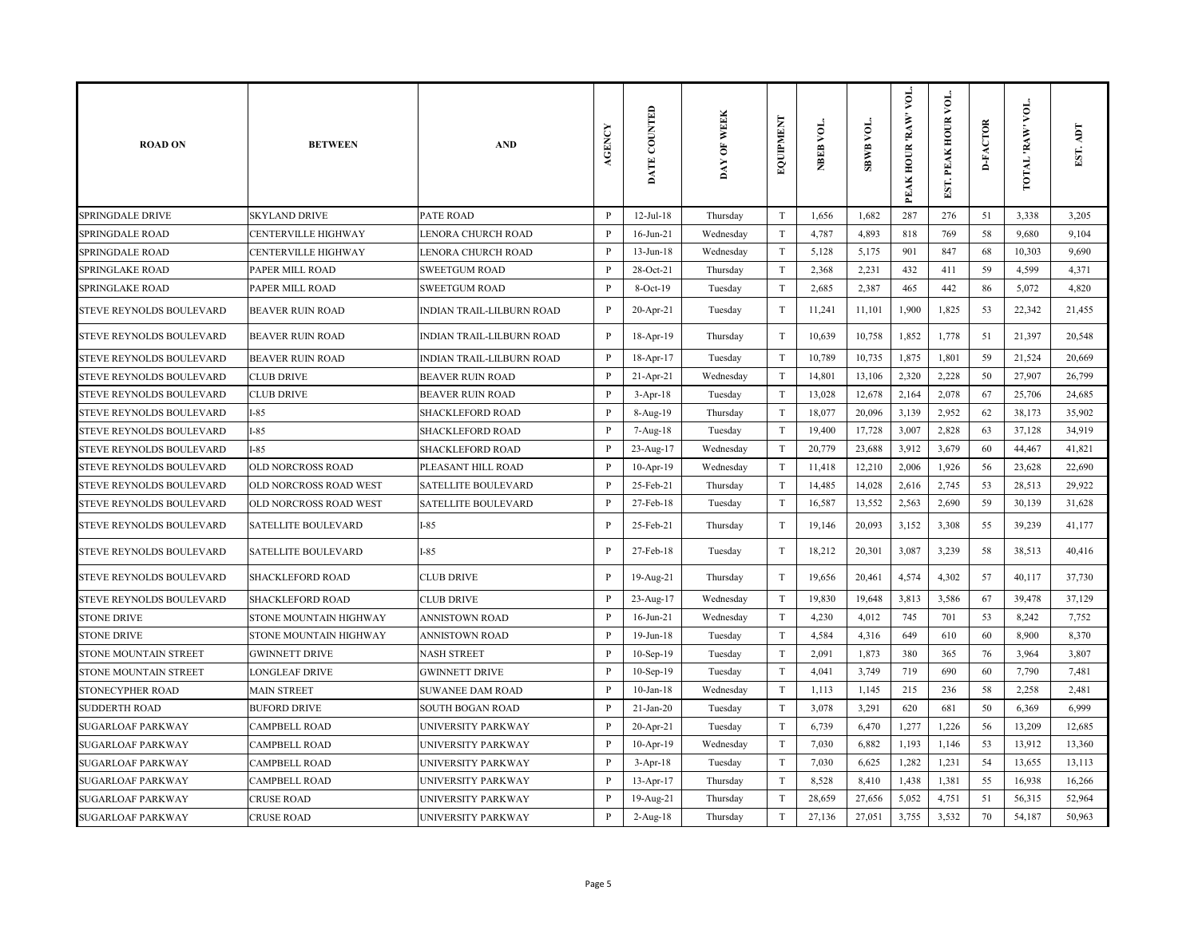| ROAD ON | BETWEEN | AND | AGENCY | DATE COUNTED | DAY OF WEEK | EQUIPMENT | NBEB VOL. | SBWB VOL. | PEAK HOUR 'RAW' VOL. | EST. PEAK HOUR VOL. | D-FACTOR | TOTAL 'RAW' VOL. | EST. ADT |
|---|---|---|---|---|---|---|---|---|---|---|---|---|---|
| SPRINGDALE DRIVE | SKYLAND DRIVE | PATE ROAD | P | 12-Jul-18 | Thursday | T | 1,656 | 1,682 | 287 | 276 | 51 | 3,338 | 3,205 |
| SPRINGDALE ROAD | CENTERVILLE HIGHWAY | LENORA CHURCH ROAD | P | 16-Jun-21 | Wednesday | T | 4,787 | 4,893 | 818 | 769 | 58 | 9,680 | 9,104 |
| SPRINGDALE ROAD | CENTERVILLE HIGHWAY | LENORA CHURCH ROAD | P | 13-Jun-18 | Wednesday | T | 5,128 | 5,175 | 901 | 847 | 68 | 10,303 | 9,690 |
| SPRINGLAKE ROAD | PAPER MILL ROAD | SWEETGUM ROAD | P | 28-Oct-21 | Thursday | T | 2,368 | 2,231 | 432 | 411 | 59 | 4,599 | 4,371 |
| SPRINGLAKE ROAD | PAPER MILL ROAD | SWEETGUM ROAD | P | 8-Oct-19 | Tuesday | T | 2,685 | 2,387 | 465 | 442 | 86 | 5,072 | 4,820 |
| STEVE REYNOLDS BOULEVARD | BEAVER RUIN ROAD | INDIAN TRAIL-LILBURN ROAD | P | 20-Apr-21 | Tuesday | T | 11,241 | 11,101 | 1,900 | 1,825 | 53 | 22,342 | 21,455 |
| STEVE REYNOLDS BOULEVARD | BEAVER RUIN ROAD | INDIAN TRAIL-LILBURN ROAD | P | 18-Apr-19 | Thursday | T | 10,639 | 10,758 | 1,852 | 1,778 | 51 | 21,397 | 20,548 |
| STEVE REYNOLDS BOULEVARD | BEAVER RUIN ROAD | INDIAN TRAIL-LILBURN ROAD | P | 18-Apr-17 | Tuesday | T | 10,789 | 10,735 | 1,875 | 1,801 | 59 | 21,524 | 20,669 |
| STEVE REYNOLDS BOULEVARD | CLUB DRIVE | BEAVER RUIN ROAD | P | 21-Apr-21 | Wednesday | T | 14,801 | 13,106 | 2,320 | 2,228 | 50 | 27,907 | 26,799 |
| STEVE REYNOLDS BOULEVARD | CLUB DRIVE | BEAVER RUIN ROAD | P | 3-Apr-18 | Tuesday | T | 13,028 | 12,678 | 2,164 | 2,078 | 67 | 25,706 | 24,685 |
| STEVE REYNOLDS BOULEVARD | I-85 | SHACKLEFORD ROAD | P | 8-Aug-19 | Thursday | T | 18,077 | 20,096 | 3,139 | 2,952 | 62 | 38,173 | 35,902 |
| STEVE REYNOLDS BOULEVARD | I-85 | SHACKLEFORD ROAD | P | 7-Aug-18 | Tuesday | T | 19,400 | 17,728 | 3,007 | 2,828 | 63 | 37,128 | 34,919 |
| STEVE REYNOLDS BOULEVARD | I-85 | SHACKLEFORD ROAD | P | 23-Aug-17 | Wednesday | T | 20,779 | 23,688 | 3,912 | 3,679 | 60 | 44,467 | 41,821 |
| STEVE REYNOLDS BOULEVARD | OLD NORCROSS ROAD | PLEASANT HILL ROAD | P | 10-Apr-19 | Wednesday | T | 11,418 | 12,210 | 2,006 | 1,926 | 56 | 23,628 | 22,690 |
| STEVE REYNOLDS BOULEVARD | OLD NORCROSS ROAD WEST | SATELLITE BOULEVARD | P | 25-Feb-21 | Thursday | T | 14,485 | 14,028 | 2,616 | 2,745 | 53 | 28,513 | 29,922 |
| STEVE REYNOLDS BOULEVARD | OLD NORCROSS ROAD WEST | SATELLITE BOULEVARD | P | 27-Feb-18 | Tuesday | T | 16,587 | 13,552 | 2,563 | 2,690 | 59 | 30,139 | 31,628 |
| STEVE REYNOLDS BOULEVARD | SATELLITE BOULEVARD | I-85 | P | 25-Feb-21 | Thursday | T | 19,146 | 20,093 | 3,152 | 3,308 | 55 | 39,239 | 41,177 |
| STEVE REYNOLDS BOULEVARD | SATELLITE BOULEVARD | I-85 | P | 27-Feb-18 | Tuesday | T | 18,212 | 20,301 | 3,087 | 3,239 | 58 | 38,513 | 40,416 |
| STEVE REYNOLDS BOULEVARD | SHACKLEFORD ROAD | CLUB DRIVE | P | 19-Aug-21 | Thursday | T | 19,656 | 20,461 | 4,574 | 4,302 | 57 | 40,117 | 37,730 |
| STEVE REYNOLDS BOULEVARD | SHACKLEFORD ROAD | CLUB DRIVE | P | 23-Aug-17 | Wednesday | T | 19,830 | 19,648 | 3,813 | 3,586 | 67 | 39,478 | 37,129 |
| STONE DRIVE | STONE MOUNTAIN HIGHWAY | ANNISTOWN ROAD | P | 16-Jun-21 | Wednesday | T | 4,230 | 4,012 | 745 | 701 | 53 | 8,242 | 7,752 |
| STONE DRIVE | STONE MOUNTAIN HIGHWAY | ANNISTOWN ROAD | P | 19-Jun-18 | Tuesday | T | 4,584 | 4,316 | 649 | 610 | 60 | 8,900 | 8,370 |
| STONE MOUNTAIN STREET | GWINNETT DRIVE | NASH STREET | P | 10-Sep-19 | Tuesday | T | 2,091 | 1,873 | 380 | 365 | 76 | 3,964 | 3,807 |
| STONE MOUNTAIN STREET | LONGLEAF DRIVE | GWINNETT DRIVE | P | 10-Sep-19 | Tuesday | T | 4,041 | 3,749 | 719 | 690 | 60 | 7,790 | 7,481 |
| STONECYPHER ROAD | MAIN STREET | SUWANEE DAM ROAD | P | 10-Jan-18 | Wednesday | T | 1,113 | 1,145 | 215 | 236 | 58 | 2,258 | 2,481 |
| SUDDERTH ROAD | BUFORD DRIVE | SOUTH BOGAN ROAD | P | 21-Jan-20 | Tuesday | T | 3,078 | 3,291 | 620 | 681 | 50 | 6,369 | 6,999 |
| SUGARLOAF PARKWAY | CAMPBELL ROAD | UNIVERSITY PARKWAY | P | 20-Apr-21 | Tuesday | T | 6,739 | 6,470 | 1,277 | 1,226 | 56 | 13,209 | 12,685 |
| SUGARLOAF PARKWAY | CAMPBELL ROAD | UNIVERSITY PARKWAY | P | 10-Apr-19 | Wednesday | T | 7,030 | 6,882 | 1,193 | 1,146 | 53 | 13,912 | 13,360 |
| SUGARLOAF PARKWAY | CAMPBELL ROAD | UNIVERSITY PARKWAY | P | 3-Apr-18 | Tuesday | T | 7,030 | 6,625 | 1,282 | 1,231 | 54 | 13,655 | 13,113 |
| SUGARLOAF PARKWAY | CAMPBELL ROAD | UNIVERSITY PARKWAY | P | 13-Apr-17 | Thursday | T | 8,528 | 8,410 | 1,438 | 1,381 | 55 | 16,938 | 16,266 |
| SUGARLOAF PARKWAY | CRUSE ROAD | UNIVERSITY PARKWAY | P | 19-Aug-21 | Thursday | T | 28,659 | 27,656 | 5,052 | 4,751 | 51 | 56,315 | 52,964 |
| SUGARLOAF PARKWAY | CRUSE ROAD | UNIVERSITY PARKWAY | P | 2-Aug-18 | Thursday | T | 27,136 | 27,051 | 3,755 | 3,532 | 70 | 54,187 | 50,963 |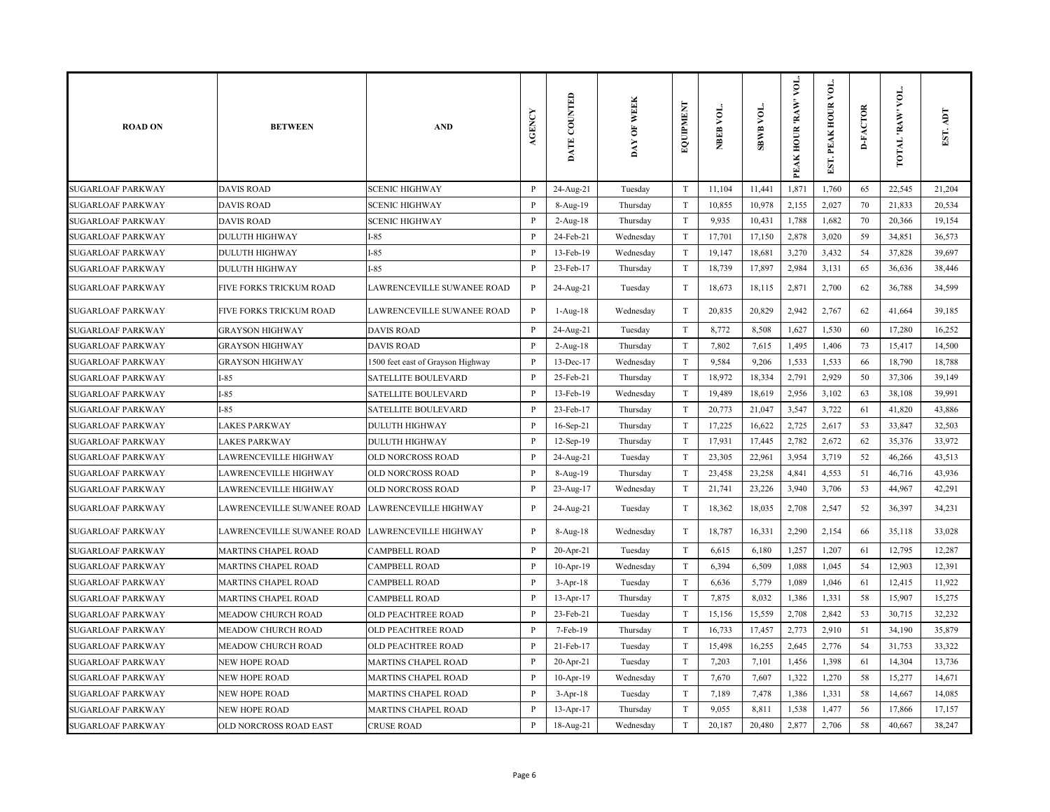| ROAD ON | BETWEEN | AND | AGENCY | DATE COUNTED | DAY OF WEEK | EQUIPMENT | NBEB VOL. | SBWB VOL. | PEAK HOUR 'RAW' VOL. | EST. PEAK HOUR VOL. | D-FACTOR | TOTAL 'RAW' VOL. | EST. ADT |
|---|---|---|---|---|---|---|---|---|---|---|---|---|---|
| SUGARLOAF PARKWAY | DAVIS ROAD | SCENIC HIGHWAY | P | 24-Aug-21 | Tuesday | T | 11,104 | 11,441 | 1,871 | 1,760 | 65 | 22,545 | 21,204 |
| SUGARLOAF PARKWAY | DAVIS ROAD | SCENIC HIGHWAY | P | 8-Aug-19 | Thursday | T | 10,855 | 10,978 | 2,155 | 2,027 | 70 | 21,833 | 20,534 |
| SUGARLOAF PARKWAY | DAVIS ROAD | SCENIC HIGHWAY | P | 2-Aug-18 | Thursday | T | 9,935 | 10,431 | 1,788 | 1,682 | 70 | 20,366 | 19,154 |
| SUGARLOAF PARKWAY | DULUTH HIGHWAY | I-85 | P | 24-Feb-21 | Wednesday | T | 17,701 | 17,150 | 2,878 | 3,020 | 59 | 34,851 | 36,573 |
| SUGARLOAF PARKWAY | DULUTH HIGHWAY | I-85 | P | 13-Feb-19 | Wednesday | T | 19,147 | 18,681 | 3,270 | 3,432 | 54 | 37,828 | 39,697 |
| SUGARLOAF PARKWAY | DULUTH HIGHWAY | I-85 | P | 23-Feb-17 | Thursday | T | 18,739 | 17,897 | 2,984 | 3,131 | 65 | 36,636 | 38,446 |
| SUGARLOAF PARKWAY | FIVE FORKS TRICKUM ROAD | LAWRENCEVILLE SUWANEE ROAD | P | 24-Aug-21 | Tuesday | T | 18,673 | 18,115 | 2,871 | 2,700 | 62 | 36,788 | 34,599 |
| SUGARLOAF PARKWAY | FIVE FORKS TRICKUM ROAD | LAWRENCEVILLE SUWANEE ROAD | P | 1-Aug-18 | Wednesday | T | 20,835 | 20,829 | 2,942 | 2,767 | 62 | 41,664 | 39,185 |
| SUGARLOAF PARKWAY | GRAYSON HIGHWAY | DAVIS ROAD | P | 24-Aug-21 | Tuesday | T | 8,772 | 8,508 | 1,627 | 1,530 | 60 | 17,280 | 16,252 |
| SUGARLOAF PARKWAY | GRAYSON HIGHWAY | DAVIS ROAD | P | 2-Aug-18 | Thursday | T | 7,802 | 7,615 | 1,495 | 1,406 | 73 | 15,417 | 14,500 |
| SUGARLOAF PARKWAY | GRAYSON HIGHWAY | 1500 feet east of Grayson Highway | P | 13-Dec-17 | Wednesday | T | 9,584 | 9,206 | 1,533 | 1,533 | 66 | 18,790 | 18,788 |
| SUGARLOAF PARKWAY | I-85 | SATELLITE BOULEVARD | P | 25-Feb-21 | Thursday | T | 18,972 | 18,334 | 2,791 | 2,929 | 50 | 37,306 | 39,149 |
| SUGARLOAF PARKWAY | I-85 | SATELLITE BOULEVARD | P | 13-Feb-19 | Wednesday | T | 19,489 | 18,619 | 2,956 | 3,102 | 63 | 38,108 | 39,991 |
| SUGARLOAF PARKWAY | I-85 | SATELLITE BOULEVARD | P | 23-Feb-17 | Thursday | T | 20,773 | 21,047 | 3,547 | 3,722 | 61 | 41,820 | 43,886 |
| SUGARLOAF PARKWAY | LAKES PARKWAY | DULUTH HIGHWAY | P | 16-Sep-21 | Thursday | T | 17,225 | 16,622 | 2,725 | 2,617 | 53 | 33,847 | 32,503 |
| SUGARLOAF PARKWAY | LAKES PARKWAY | DULUTH HIGHWAY | P | 12-Sep-19 | Thursday | T | 17,931 | 17,445 | 2,782 | 2,672 | 62 | 35,376 | 33,972 |
| SUGARLOAF PARKWAY | LAWRENCEVILLE HIGHWAY | OLD NORCROSS ROAD | P | 24-Aug-21 | Tuesday | T | 23,305 | 22,961 | 3,954 | 3,719 | 52 | 46,266 | 43,513 |
| SUGARLOAF PARKWAY | LAWRENCEVILLE HIGHWAY | OLD NORCROSS ROAD | P | 8-Aug-19 | Thursday | T | 23,458 | 23,258 | 4,841 | 4,553 | 51 | 46,716 | 43,936 |
| SUGARLOAF PARKWAY | LAWRENCEVILLE HIGHWAY | OLD NORCROSS ROAD | P | 23-Aug-17 | Wednesday | T | 21,741 | 23,226 | 3,940 | 3,706 | 53 | 44,967 | 42,291 |
| SUGARLOAF PARKWAY | LAWRENCEVILLE SUWANEE ROAD | LAWRENCEVILLE HIGHWAY | P | 24-Aug-21 | Tuesday | T | 18,362 | 18,035 | 2,708 | 2,547 | 52 | 36,397 | 34,231 |
| SUGARLOAF PARKWAY | LAWRENCEVILLE SUWANEE ROAD | LAWRENCEVILLE HIGHWAY | P | 8-Aug-18 | Wednesday | T | 18,787 | 16,331 | 2,290 | 2,154 | 66 | 35,118 | 33,028 |
| SUGARLOAF PARKWAY | MARTINS CHAPEL ROAD | CAMPBELL ROAD | P | 20-Apr-21 | Tuesday | T | 6,615 | 6,180 | 1,257 | 1,207 | 61 | 12,795 | 12,287 |
| SUGARLOAF PARKWAY | MARTINS CHAPEL ROAD | CAMPBELL ROAD | P | 10-Apr-19 | Wednesday | T | 6,394 | 6,509 | 1,088 | 1,045 | 54 | 12,903 | 12,391 |
| SUGARLOAF PARKWAY | MARTINS CHAPEL ROAD | CAMPBELL ROAD | P | 3-Apr-18 | Tuesday | T | 6,636 | 5,779 | 1,089 | 1,046 | 61 | 12,415 | 11,922 |
| SUGARLOAF PARKWAY | MARTINS CHAPEL ROAD | CAMPBELL ROAD | P | 13-Apr-17 | Thursday | T | 7,875 | 8,032 | 1,386 | 1,331 | 58 | 15,907 | 15,275 |
| SUGARLOAF PARKWAY | MEADOW CHURCH ROAD | OLD PEACHTREE ROAD | P | 23-Feb-21 | Tuesday | T | 15,156 | 15,559 | 2,708 | 2,842 | 53 | 30,715 | 32,232 |
| SUGARLOAF PARKWAY | MEADOW CHURCH ROAD | OLD PEACHTREE ROAD | P | 7-Feb-19 | Thursday | T | 16,733 | 17,457 | 2,773 | 2,910 | 51 | 34,190 | 35,879 |
| SUGARLOAF PARKWAY | MEADOW CHURCH ROAD | OLD PEACHTREE ROAD | P | 21-Feb-17 | Tuesday | T | 15,498 | 16,255 | 2,645 | 2,776 | 54 | 31,753 | 33,322 |
| SUGARLOAF PARKWAY | NEW HOPE ROAD | MARTINS CHAPEL ROAD | P | 20-Apr-21 | Tuesday | T | 7,203 | 7,101 | 1,456 | 1,398 | 61 | 14,304 | 13,736 |
| SUGARLOAF PARKWAY | NEW HOPE ROAD | MARTINS CHAPEL ROAD | P | 10-Apr-19 | Wednesday | T | 7,670 | 7,607 | 1,322 | 1,270 | 58 | 15,277 | 14,671 |
| SUGARLOAF PARKWAY | NEW HOPE ROAD | MARTINS CHAPEL ROAD | P | 3-Apr-18 | Tuesday | T | 7,189 | 7,478 | 1,386 | 1,331 | 58 | 14,667 | 14,085 |
| SUGARLOAF PARKWAY | NEW HOPE ROAD | MARTINS CHAPEL ROAD | P | 13-Apr-17 | Thursday | T | 9,055 | 8,811 | 1,538 | 1,477 | 56 | 17,866 | 17,157 |
| SUGARLOAF PARKWAY | OLD NORCROSS ROAD EAST | CRUSE ROAD | P | 18-Aug-21 | Wednesday | T | 20,187 | 20,480 | 2,877 | 2,706 | 58 | 40,667 | 38,247 |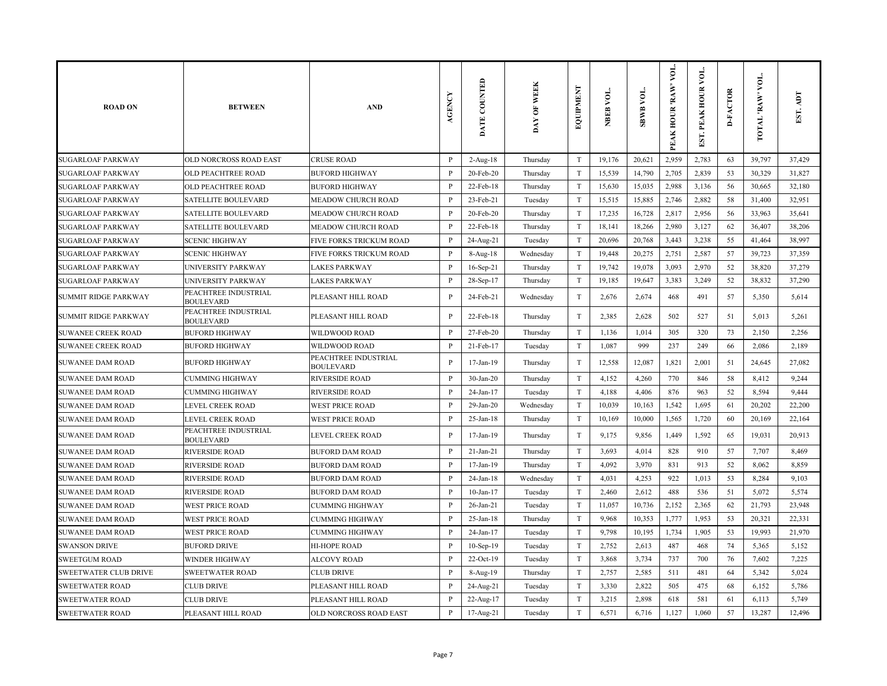| ROAD ON | BETWEEN | AND | AGENCY | DATE COUNTED | DAY OF WEEK | EQUIPMENT | NBEB VOL. | SBWB VOL. | PEAK HOUR 'RAW' VOL. | EST. PEAK HOUR VOL. | D-FACTOR | TOTAL 'RAW' VOL. | EST. ADT |
|---|---|---|---|---|---|---|---|---|---|---|---|---|---|
| SUGARLOAF PARKWAY | OLD NORCROSS ROAD EAST | CRUSE ROAD | P | 2-Aug-18 | Thursday | T | 19,176 | 20,621 | 2,959 | 2,783 | 63 | 39,797 | 37,429 |
| SUGARLOAF PARKWAY | OLD PEACHTREE ROAD | BUFORD HIGHWAY | P | 20-Feb-20 | Thursday | T | 15,539 | 14,790 | 2,705 | 2,839 | 53 | 30,329 | 31,827 |
| SUGARLOAF PARKWAY | OLD PEACHTREE ROAD | BUFORD HIGHWAY | P | 22-Feb-18 | Thursday | T | 15,630 | 15,035 | 2,988 | 3,136 | 56 | 30,665 | 32,180 |
| SUGARLOAF PARKWAY | SATELLITE BOULEVARD | MEADOW CHURCH ROAD | P | 23-Feb-21 | Tuesday | T | 15,515 | 15,885 | 2,746 | 2,882 | 58 | 31,400 | 32,951 |
| SUGARLOAF PARKWAY | SATELLITE BOULEVARD | MEADOW CHURCH ROAD | P | 20-Feb-20 | Thursday | T | 17,235 | 16,728 | 2,817 | 2,956 | 56 | 33,963 | 35,641 |
| SUGARLOAF PARKWAY | SATELLITE BOULEVARD | MEADOW CHURCH ROAD | P | 22-Feb-18 | Thursday | T | 18,141 | 18,266 | 2,980 | 3,127 | 62 | 36,407 | 38,206 |
| SUGARLOAF PARKWAY | SCENIC HIGHWAY | FIVE FORKS TRICKUM ROAD | P | 24-Aug-21 | Tuesday | T | 20,696 | 20,768 | 3,443 | 3,238 | 55 | 41,464 | 38,997 |
| SUGARLOAF PARKWAY | SCENIC HIGHWAY | FIVE FORKS TRICKUM ROAD | P | 8-Aug-18 | Wednesday | T | 19,448 | 20,275 | 2,751 | 2,587 | 57 | 39,723 | 37,359 |
| SUGARLOAF PARKWAY | UNIVERSITY PARKWAY | LAKES PARKWAY | P | 16-Sep-21 | Thursday | T | 19,742 | 19,078 | 3,093 | 2,970 | 52 | 38,820 | 37,279 |
| SUGARLOAF PARKWAY | UNIVERSITY PARKWAY | LAKES PARKWAY | P | 28-Sep-17 | Thursday | T | 19,185 | 19,647 | 3,383 | 3,249 | 52 | 38,832 | 37,290 |
| SUMMIT RIDGE PARKWAY | PEACHTREE INDUSTRIAL BOULEVARD | PLEASANT HILL ROAD | P | 24-Feb-21 | Wednesday | T | 2,676 | 2,674 | 468 | 491 | 57 | 5,350 | 5,614 |
| SUMMIT RIDGE PARKWAY | PEACHTREE INDUSTRIAL BOULEVARD | PLEASANT HILL ROAD | P | 22-Feb-18 | Thursday | T | 2,385 | 2,628 | 502 | 527 | 51 | 5,013 | 5,261 |
| SUWANEE CREEK ROAD | BUFORD HIGHWAY | WILDWOOD ROAD | P | 27-Feb-20 | Thursday | T | 1,136 | 1,014 | 305 | 320 | 73 | 2,150 | 2,256 |
| SUWANEE CREEK ROAD | BUFORD HIGHWAY | WILDWOOD ROAD | P | 21-Feb-17 | Tuesday | T | 1,087 | 999 | 237 | 249 | 66 | 2,086 | 2,189 |
| SUWANEE DAM ROAD | BUFORD HIGHWAY | PEACHTREE INDUSTRIAL BOULEVARD | P | 17-Jan-19 | Thursday | T | 12,558 | 12,087 | 1,821 | 2,001 | 51 | 24,645 | 27,082 |
| SUWANEE DAM ROAD | CUMMING HIGHWAY | RIVERSIDE ROAD | P | 30-Jan-20 | Thursday | T | 4,152 | 4,260 | 770 | 846 | 58 | 8,412 | 9,244 |
| SUWANEE DAM ROAD | CUMMING HIGHWAY | RIVERSIDE ROAD | P | 24-Jan-17 | Tuesday | T | 4,188 | 4,406 | 876 | 963 | 52 | 8,594 | 9,444 |
| SUWANEE DAM ROAD | LEVEL CREEK ROAD | WEST PRICE ROAD | P | 29-Jan-20 | Wednesday | T | 10,039 | 10,163 | 1,542 | 1,695 | 61 | 20,202 | 22,200 |
| SUWANEE DAM ROAD | LEVEL CREEK ROAD | WEST PRICE ROAD | P | 25-Jan-18 | Thursday | T | 10,169 | 10,000 | 1,565 | 1,720 | 60 | 20,169 | 22,164 |
| SUWANEE DAM ROAD | PEACHTREE INDUSTRIAL BOULEVARD | LEVEL CREEK ROAD | P | 17-Jan-19 | Thursday | T | 9,175 | 9,856 | 1,449 | 1,592 | 65 | 19,031 | 20,913 |
| SUWANEE DAM ROAD | RIVERSIDE ROAD | BUFORD DAM ROAD | P | 21-Jan-21 | Thursday | T | 3,693 | 4,014 | 828 | 910 | 57 | 7,707 | 8,469 |
| SUWANEE DAM ROAD | RIVERSIDE ROAD | BUFORD DAM ROAD | P | 17-Jan-19 | Thursday | T | 4,092 | 3,970 | 831 | 913 | 52 | 8,062 | 8,859 |
| SUWANEE DAM ROAD | RIVERSIDE ROAD | BUFORD DAM ROAD | P | 24-Jan-18 | Wednesday | T | 4,031 | 4,253 | 922 | 1,013 | 53 | 8,284 | 9,103 |
| SUWANEE DAM ROAD | RIVERSIDE ROAD | BUFORD DAM ROAD | P | 10-Jan-17 | Tuesday | T | 2,460 | 2,612 | 488 | 536 | 51 | 5,072 | 5,574 |
| SUWANEE DAM ROAD | WEST PRICE ROAD | CUMMING HIGHWAY | P | 26-Jan-21 | Tuesday | T | 11,057 | 10,736 | 2,152 | 2,365 | 62 | 21,793 | 23,948 |
| SUWANEE DAM ROAD | WEST PRICE ROAD | CUMMING HIGHWAY | P | 25-Jan-18 | Thursday | T | 9,968 | 10,353 | 1,777 | 1,953 | 53 | 20,321 | 22,331 |
| SUWANEE DAM ROAD | WEST PRICE ROAD | CUMMING HIGHWAY | P | 24-Jan-17 | Tuesday | T | 9,798 | 10,195 | 1,734 | 1,905 | 53 | 19,993 | 21,970 |
| SWANSON DRIVE | BUFORD DRIVE | HI-HOPE ROAD | P | 10-Sep-19 | Tuesday | T | 2,752 | 2,613 | 487 | 468 | 74 | 5,365 | 5,152 |
| SWEETGUM ROAD | WINDER HIGHWAY | ALCOVY ROAD | P | 22-Oct-19 | Tuesday | T | 3,868 | 3,734 | 737 | 700 | 76 | 7,602 | 7,225 |
| SWEETWATER CLUB DRIVE | SWEETWATER ROAD | CLUB DRIVE | P | 8-Aug-19 | Thursday | T | 2,757 | 2,585 | 511 | 481 | 64 | 5,342 | 5,024 |
| SWEETWATER ROAD | CLUB DRIVE | PLEASANT HILL ROAD | P | 24-Aug-21 | Tuesday | T | 3,330 | 2,822 | 505 | 475 | 68 | 6,152 | 5,786 |
| SWEETWATER ROAD | CLUB DRIVE | PLEASANT HILL ROAD | P | 22-Aug-17 | Tuesday | T | 3,215 | 2,898 | 618 | 581 | 61 | 6,113 | 5,749 |
| SWEETWATER ROAD | PLEASANT HILL ROAD | OLD NORCROSS ROAD EAST | P | 17-Aug-21 | Tuesday | T | 6,571 | 6,716 | 1,127 | 1,060 | 57 | 13,287 | 12,496 |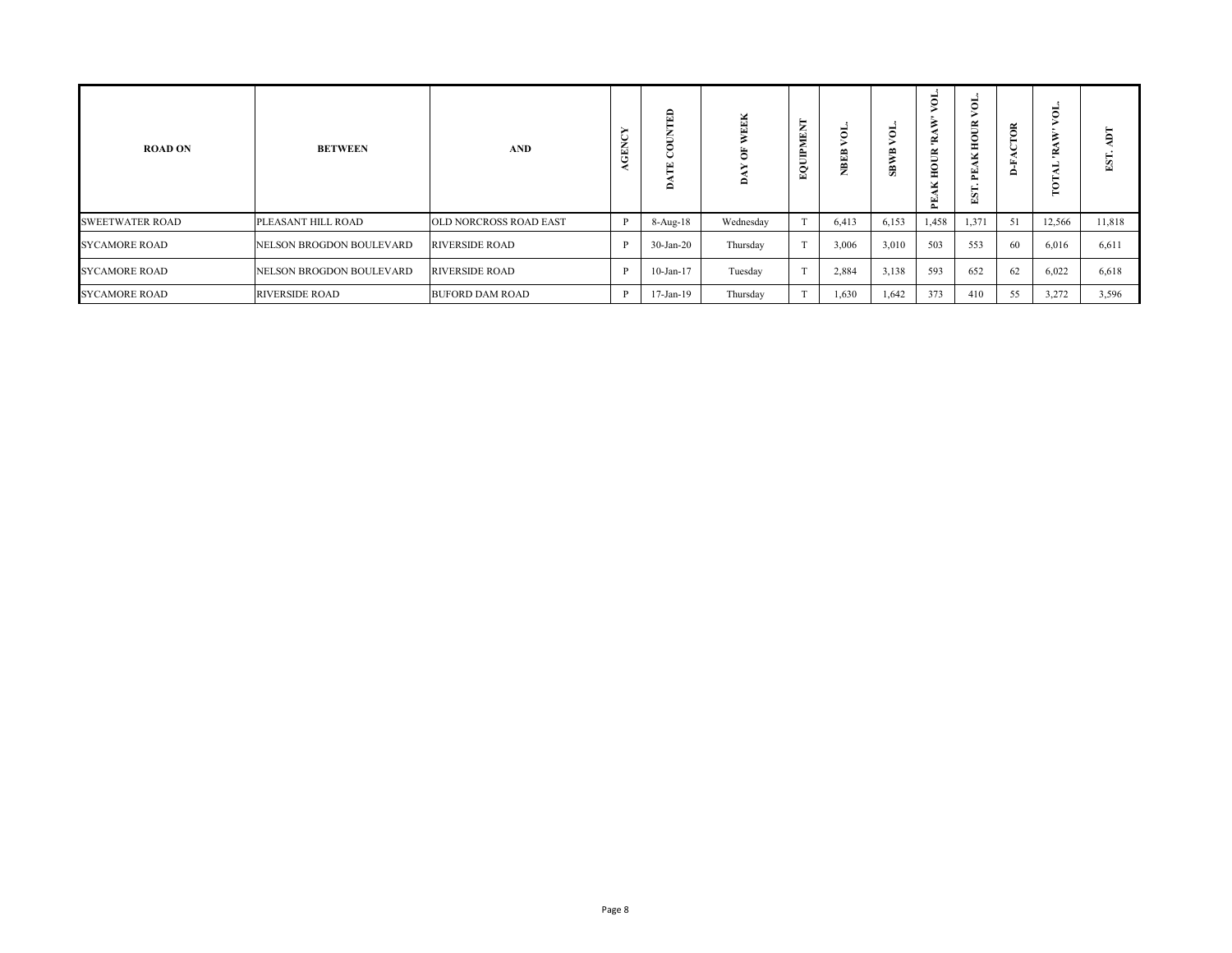| ROAD ON | BETWEEN | AND | AGENCY | DATE COUNTED | DAY OF WEEK | EQUIPMENT | NBEB VOL. | SBWB VOL. | PEAK HOUR 'RAW' VOL. | EST. PEAK HOUR VOL. | D-FACTOR | TOTAL 'RAW' VOL. | EST. ADT |
|---|---|---|---|---|---|---|---|---|---|---|---|---|---|
| SWEETWATER ROAD | PLEASANT HILL ROAD | OLD NORCROSS ROAD EAST | P | 8-Aug-18 | Wednesday | T | 6,413 | 6,153 | 1,458 | 1,371 | 51 | 12,566 | 11,818 |
| SYCAMORE ROAD | NELSON BROGDON BOULEVARD | RIVERSIDE ROAD | P | 30-Jan-20 | Thursday | T | 3,006 | 3,010 | 503 | 553 | 60 | 6,016 | 6,611 |
| SYCAMORE ROAD | NELSON BROGDON BOULEVARD | RIVERSIDE ROAD | P | 10-Jan-17 | Tuesday | T | 2,884 | 3,138 | 593 | 652 | 62 | 6,022 | 6,618 |
| SYCAMORE ROAD | RIVERSIDE ROAD | BUFORD DAM ROAD | P | 17-Jan-19 | Thursday | T | 1,630 | 1,642 | 373 | 410 | 55 | 3,272 | 3,596 |